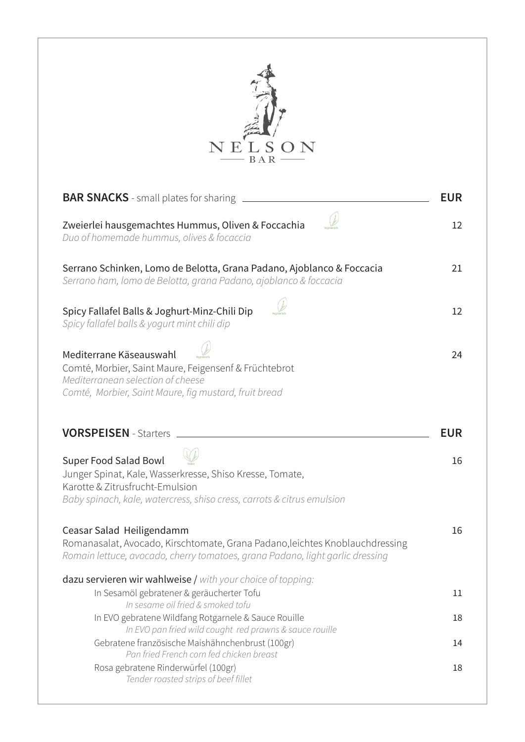# NELSON BAR

## **BAR SNACKS** - small plates for sharing — EUR

Zweierlei hausgemachtes Hummus, Oliven & Foccachia — 12
*Duo of homemade hummus, olives & focaccia*

Serrano Schinken, Lomo de Belotta, Grana Padano, Ajoblanco & Foccacia — 21
*Serrano ham, lomo de Belotta, grana Padano, ajoblanco & foccacia*

Spicy Fallafel Balls & Joghurt-Minz-Chili Dip — 12
*Spicy fallafel balls & yogurt mint chili dip*

Mediterrane Käseauswahl — 24
Comté, Morbier, Saint Maure, Feigensenf & Früchtebrot
*Mediterranean selection of cheese*
*Comté, Morbier, Saint Maure, fig mustard, fruit bread*

## **VORSPEISEN** - Starters — EUR

Super Food Salad Bowl — 16
Junger Spinat, Kale, Wasserkresse, Shiso Kresse, Tomate,
Karotte & Zitrusfrucht-Emulsion
*Baby spinach, kale, watercress, shiso cress, carrots & citrus emulsion*

Ceasar Salad Heiligendamm — 16
Romanasalat, Avocado, Kirschtomate, Grana Padano,leichtes Knoblauchdressing
*Romain lettuce, avocado, cherry tomatoes, grana Padano, light garlic dressing*

dazu servieren wir wahlweise / *with your choice of topping:*

In Sesamöl gebratener & geräucherter Tofu — 11
*In sesame oil fried & smoked tofu*

In EVO gebratene Wildfang Rotgarnele & Sauce Rouille — 18
*In EVO pan fried wild cought red prawns & sauce rouille*

Gebratene französische Maishähnchenbrust (100gr) — 14
*Pan fried French corn fed chicken breast*

Rosa gebratene Rinderwürfel (100gr) — 18
*Tender roasted strips of beef fillet*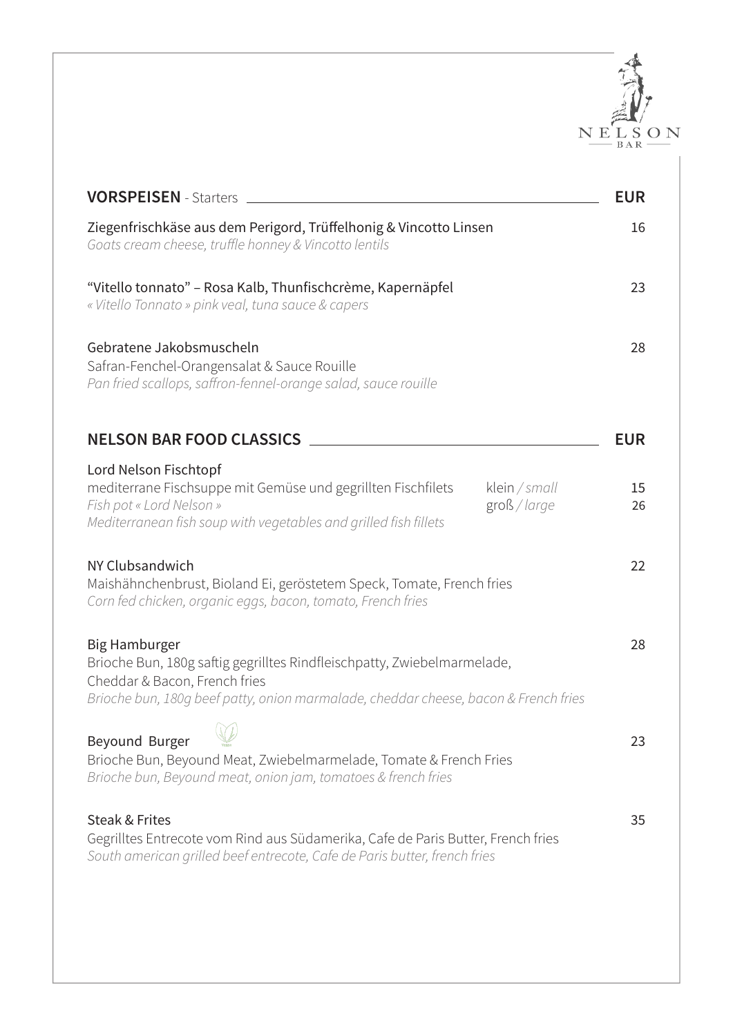NELSON BAR

## VORSPEISEN - Starters

| | EUR |
|---|---|
| Ziegenfrischkäse aus dem Perigord, Trüffelhonig & Vincotto Linsen<br>*Goats cream cheese, truffle honney & Vincotto lentils* | 16 |
| "Vitello tonnato" – Rosa Kalb, Thunfischcrème, Kapernäpfel<br>*« Vitello Tonnato » pink veal, tuna sauce & capers* | 23 |
| Gebratene Jakobsmuscheln<br>Safran-Fenchel-Orangensalat & Sauce Rouille<br>*Pan fried scallops, saffron-fennel-orange salad, sauce rouille* | 28 |

## NELSON BAR FOOD CLASSICS

| | | EUR |
|---|---|---|
| Lord Nelson Fischtopf<br>mediterrane Fischsuppe mit Gemüse und gegrillten Fischfilets<br>*Fish pot « Lord Nelson »*<br>*Mediterranean fish soup with vegetables and grilled fish fillets* | klein / *small*<br>groß / *large* | 15<br>26 |
| NY Clubsandwich<br>Maishähnchenbrust, Bioland Ei, geröstetem Speck, Tomate, French fries<br>*Corn fed chicken, organic eggs, bacon, tomato, French fries* | | 22 |
| Big Hamburger<br>Brioche Bun, 180g saftig gegrilltes Rindfleischpatty, Zwiebelmarmelade, Cheddar & Bacon, French fries<br>*Brioche bun, 180g beef patty, onion marmalade, cheddar cheese, bacon & French fries* | | 28 |
| Beyound Burger (Vegan)<br>Brioche Bun, Beyound Meat, Zwiebelmarmelade, Tomate & French Fries<br>*Brioche bun, Beyound meat, onion jam, tomatoes & french fries* | | 23 |
| Steak & Frites<br>Gegrilltes Entrecote vom Rind aus Südamerika, Cafe de Paris Butter, French fries<br>*South american grilled beef entrecote, Cafe de Paris butter, french fries* | | 35 |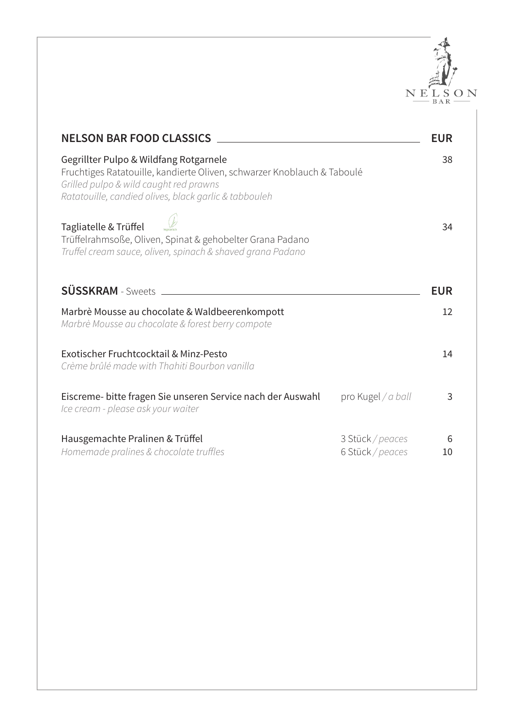NELSON BAR

## NELSON BAR FOOD CLASSICS

| | | EUR |
|---|---|---|
| Gegrillter Pulpo & Wildfang Rotgarnele<br>Fruchtiges Ratatouille, kandierte Oliven, schwarzer Knoblauch & Taboulé<br>*Grilled pulpo & wild caught red prawns*<br>*Ratatouille, candied olives, black garlic & tabbouleh* | | 38 |
| Tagliatelle & Trüffel<br>Trüffelrahmsoße, Oliven, Spinat & gehobelter Grana Padano<br>*Truffel cream sauce, oliven, spinach & shaved grana Padano* | | 34 |

## SÜSSKRAM - Sweets

| | | EUR |
|---|---|---|
| Marbrè Mousse au chocolate & Waldbeerenkompott<br>*Marbrè Mousse au chocolate & forest berry compote* | | 12 |
| Exotischer Fruchtcocktail & Minz-Pesto<br>*Crème brûlé made with Thahiti Bourbon vanilla* | | 14 |
| Eiscreme- bitte fragen Sie unseren Service nach der Auswahl<br>*Ice cream - please ask your waiter* | pro Kugel / *a ball* | 3 |
| Hausgemachte Pralinen & Trüffel<br>*Homemade pralines & chocolate truffles* | 3 Stück / *peaces*<br>6 Stück / *peaces* | 6<br>10 |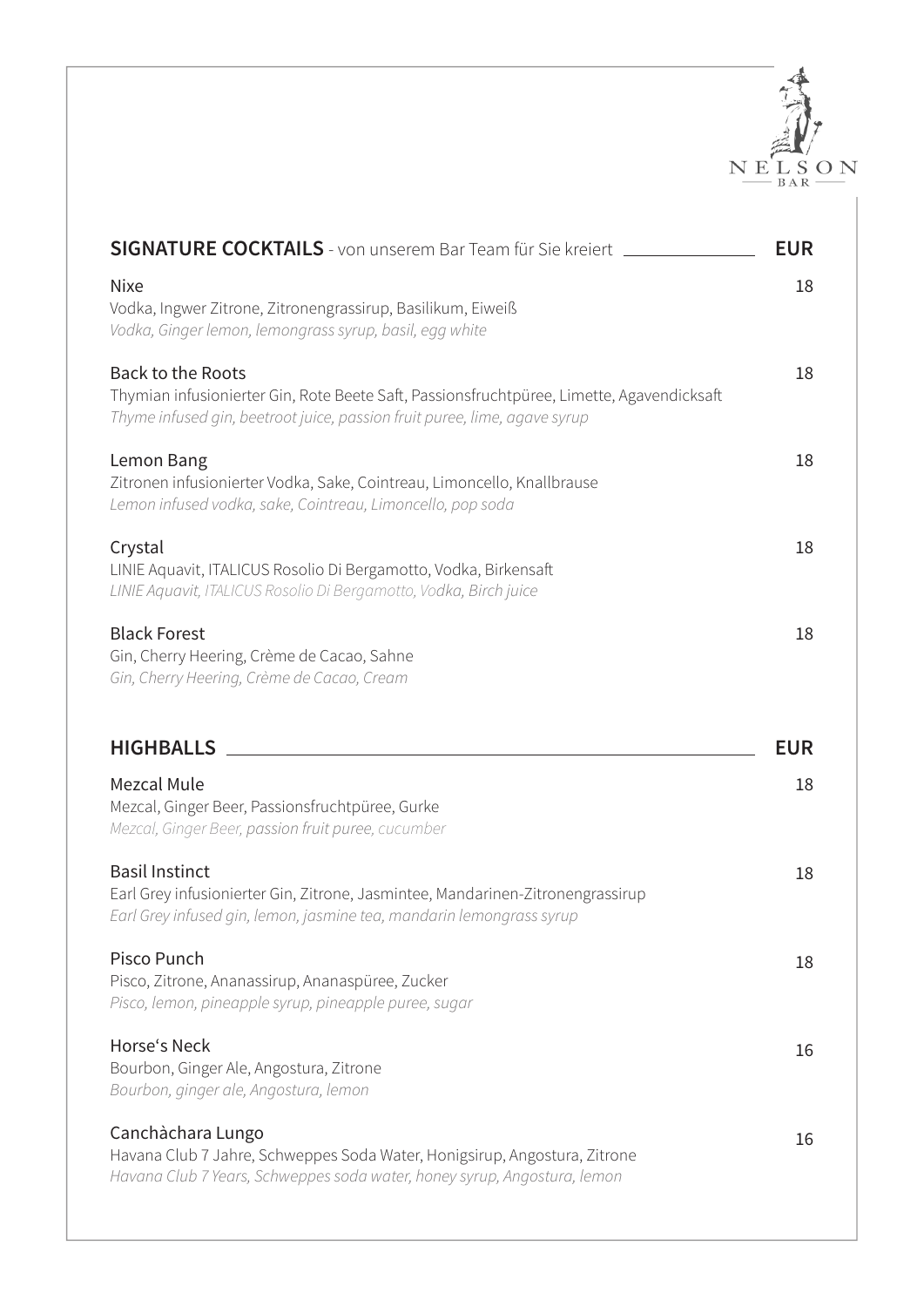NELSON BAR

## SIGNATURE COCKTAILS - von unserem Bar Team für Sie kreiert

**EUR**

Nixe — 18
Vodka, Ingwer Zitrone, Zitronengrassirup, Basilikum, Eiweiß
*Vodka, Ginger lemon, lemongrass syrup, basil, egg white*

Back to the Roots — 18
Thymian infusionierter Gin, Rote Beete Saft, Passionsfruchtpüree, Limette, Agavendicksaft
*Thyme infused gin, beetroot juice, passion fruit puree, lime, agave syrup*

Lemon Bang — 18
Zitronen infusionierter Vodka, Sake, Cointreau, Limoncello, Knallbrause
*Lemon infused vodka, sake, Cointreau, Limoncello, pop soda*

Crystal — 18
LINIE Aquavit, ITALICUS Rosolio Di Bergamotto, Vodka, Birkensaft
*LINIE Aquavit, ITALICUS Rosolio Di Bergamotto, Vodka, Birch juice*

Black Forest — 18
Gin, Cherry Heering, Crème de Cacao, Sahne
*Gin, Cherry Heering, Crème de Cacao, Cream*

## HIGHBALLS

**EUR**

Mezcal Mule — 18
Mezcal, Ginger Beer, Passionsfruchtpüree, Gurke
*Mezcal, Ginger Beer, passion fruit puree, cucumber*

Basil Instinct — 18
Earl Grey infusionierter Gin, Zitrone, Jasmintee, Mandarinen-Zitronengrassirup
*Earl Grey infused gin, lemon, jasmine tea, mandarin lemongrass syrup*

Pisco Punch — 18
Pisco, Zitrone, Ananassirup, Ananaspüree, Zucker
*Pisco, lemon, pineapple syrup, pineapple puree, sugar*

Horse‘s Neck — 16
Bourbon, Ginger Ale, Angostura, Zitrone
*Bourbon, ginger ale, Angostura, lemon*

Canchàchara Lungo — 16
Havana Club 7 Jahre, Schweppes Soda Water, Honigsirup, Angostura, Zitrone
*Havana Club 7 Years, Schweppes soda water, honey syrup, Angostura, lemon*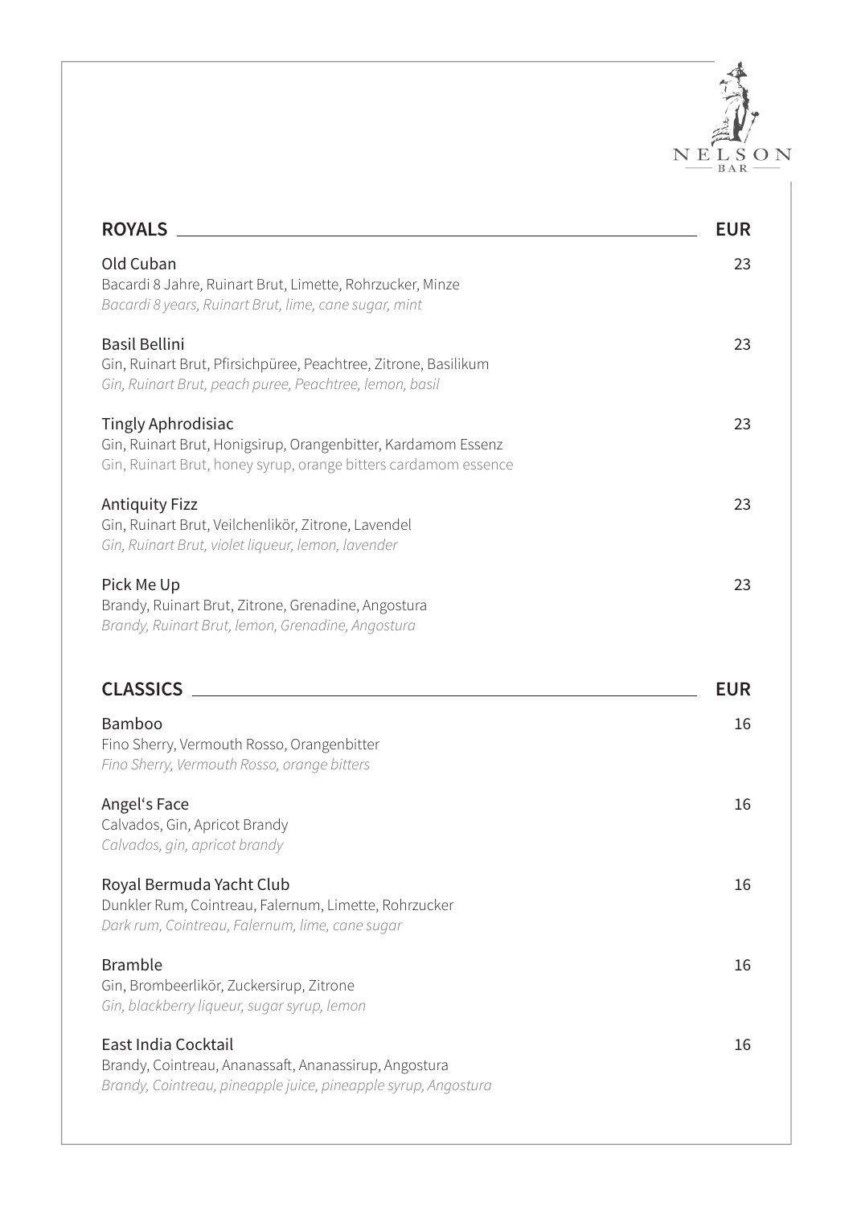NELSON BAR

## ROYALS — EUR

**Old Cuban** — 23
Bacardi 8 Jahre, Ruinart Brut, Limette, Rohrzucker, Minze
*Bacardi 8 years, Ruinart Brut, lime, cane sugar, mint*

**Basil Bellini** — 23
Gin, Ruinart Brut, Pfirsichpüree, Peachtree, Zitrone, Basilikum
*Gin, Ruinart Brut, peach puree, Peachtree, lemon, basil*

**Tingly Aphrodisiac** — 23
Gin, Ruinart Brut, Honigsirup, Orangenbitter, Kardamom Essenz
Gin, Ruinart Brut, honey syrup, orange bitters cardamom essence

**Antiquity Fizz** — 23
Gin, Ruinart Brut, Veilchenlikör, Zitrone, Lavendel
*Gin, Ruinart Brut, violet liqueur, lemon, lavender*

**Pick Me Up** — 23
Brandy, Ruinart Brut, Zitrone, Grenadine, Angostura
*Brandy, Ruinart Brut, lemon, Grenadine, Angostura*

## CLASSICS — EUR

**Bamboo** — 16
Fino Sherry, Vermouth Rosso, Orangenbitter
*Fino Sherry, Vermouth Rosso, orange bitters*

**Angel's Face** — 16
Calvados, Gin, Apricot Brandy
*Calvados, gin, apricot brandy*

**Royal Bermuda Yacht Club** — 16
Dunkler Rum, Cointreau, Falernum, Limette, Rohrzucker
*Dark rum, Cointreau, Falernum, lime, cane sugar*

**Bramble** — 16
Gin, Brombeerlikör, Zuckersirup, Zitrone
*Gin, blackberry liqueur, sugar syrup, lemon*

**East India Cocktail** — 16
Brandy, Cointreau, Ananassaft, Ananassirup, Angostura
*Brandy, Cointreau, pineapple juice, pineapple syrup, Angostura*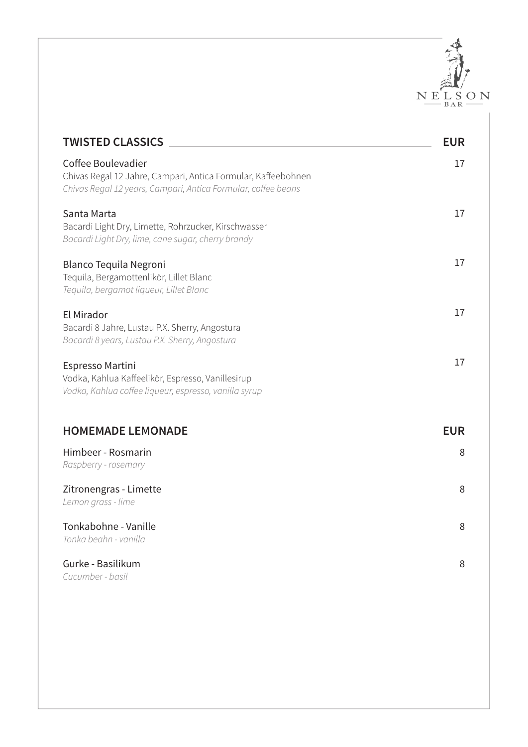NELSON BAR

## TWISTED CLASSICS — EUR

**Coffee Boulevadier** — 17
Chivas Regal 12 Jahre, Campari, Antica Formular, Kaffeebohnen
*Chivas Regal 12 years, Campari, Antica Formular, coffee beans*

**Santa Marta** — 17
Bacardi Light Dry, Limette, Rohrzucker, Kirschwasser
*Bacardi Light Dry, lime, cane sugar, cherry brandy*

**Blanco Tequila Negroni** — 17
Tequila, Bergamottenlikör, Lillet Blanc
*Tequila, bergamot liqueur, Lillet Blanc*

**El Mirador** — 17
Bacardi 8 Jahre, Lustau P.X. Sherry, Angostura
*Bacardi 8 years, Lustau P.X. Sherry, Angostura*

**Espresso Martini** — 17
Vodka, Kahlua Kaffeelikör, Espresso, Vanillesirup
*Vodka, Kahlua coffee liqueur, espresso, vanilla syrup*

## HOMEMADE LEMONADE — EUR

**Himbeer - Rosmarin** — 8
*Raspberry - rosemary*

**Zitronengras - Limette** — 8
*Lemon grass - lime*

**Tonkabohne - Vanille** — 8
*Tonka beahn - vanilla*

**Gurke - Basilikum** — 8
*Cucumber - basil*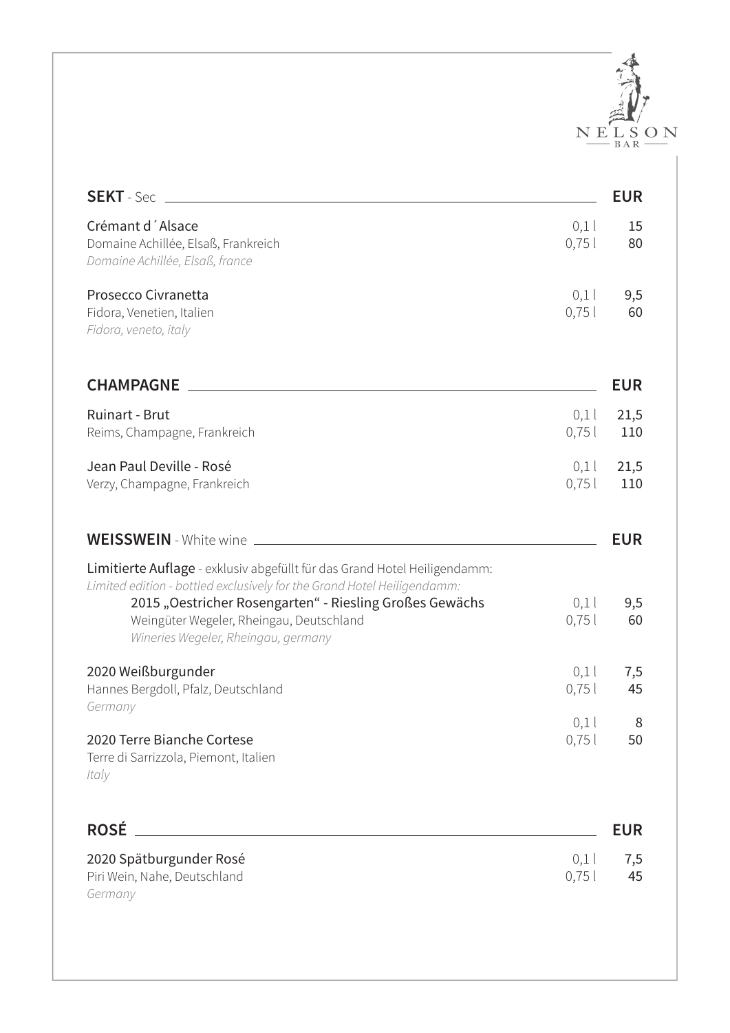NELSON BAR

## SEKT - Sec

| | | EUR |
|---|---|---|
| Crémant d´Alsace | 0,1 l | 15 |
| Domaine Achillée, Elsaß, Frankreich | 0,75 l | 80 |
| *Domaine Achillée, Elsaß, france* | | |
| Prosecco Civranetta | 0,1 l | 9,5 |
| Fidora, Venetien, Italien | 0,75 l | 60 |
| *Fidora, veneto, italy* | | |

## CHAMPAGNE

| | | EUR |
|---|---|---|
| Ruinart - Brut | 0,1 l | 21,5 |
| Reims, Champagne, Frankreich | 0,75 l | 110 |
| Jean Paul Deville - Rosé | 0,1 l | 21,5 |
| Verzy, Champagne, Frankreich | 0,75 l | 110 |

## WEISSWEIN - White wine

**Limitierte Auflage** - exklusiv abgefüllt für das Grand Hotel Heiligendamm:
*Limited edition - bottled exclusively for the Grand Hotel Heiligendamm:*

| | | EUR |
|---|---|---|
| 2015 „Oestricher Rosengarten" - Riesling Großes Gewächs | 0,1 l | 9,5 |
| Weingüter Wegeler, Rheingau, Deutschland | 0,75 l | 60 |
| *Wineries Wegeler, Rheingau, germany* | | |
| 2020 Weißburgunder | 0,1 l | 7,5 |
| Hannes Bergdoll, Pfalz, Deutschland | 0,75 l | 45 |
| *Germany* | | |
| 2020 Terre Bianche Cortese | 0,1 l | 8 |
| Terre di Sarrizzola, Piemont, Italien | 0,75 l | 50 |
| *Italy* | | |

## ROSÉ

| | | EUR |
|---|---|---|
| 2020 Spätburgunder Rosé | 0,1 l | 7,5 |
| Piri Wein, Nahe, Deutschland | 0,75 l | 45 |
| *Germany* | | |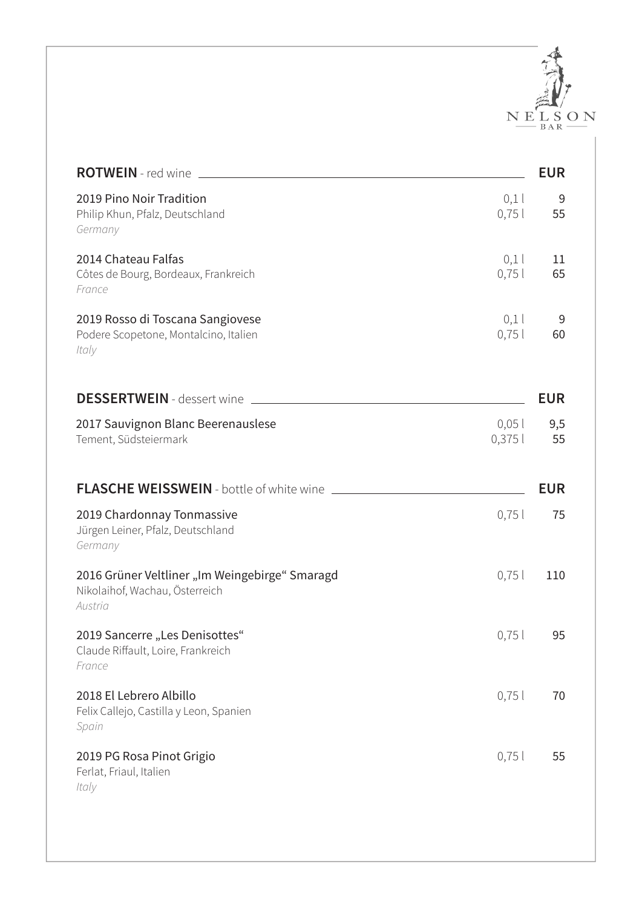NELSON BAR

## **ROTWEIN** - red wine

| | | EUR |
|---|---|---|
| 2019 Pino Noir Tradition<br>Philip Khun, Pfalz, Deutschland<br>*Germany* | 0,1 l<br>0,75 l | 9<br>55 |
| 2014 Chateau Falfas<br>Côtes de Bourg, Bordeaux, Frankreich<br>*France* | 0,1 l<br>0,75 l | 11<br>65 |
| 2019 Rosso di Toscana Sangiovese<br>Podere Scopetone, Montalcino, Italien<br>*Italy* | 0,1 l<br>0,75 l | 9<br>60 |

## **DESSERTWEIN** - dessert wine

| | | EUR |
|---|---|---|
| 2017 Sauvignon Blanc Beerenauslese<br>Tement, Südsteiermark | 0,05 l<br>0,375 l | 9,5<br>55 |

## **FLASCHE WEISSWEIN** - bottle of white wine

| | | EUR |
|---|---|---|
| 2019 Chardonnay Tonmassive<br>Jürgen Leiner, Pfalz, Deutschland<br>*Germany* | 0,75 l | 75 |
| 2016 Grüner Veltliner „Im Weingebirge" Smaragd<br>Nikolaihof, Wachau, Österreich<br>*Austria* | 0,75 l | 110 |
| 2019 Sancerre „Les Denisottes"<br>Claude Riffault, Loire, Frankreich<br>*France* | 0,75 l | 95 |
| 2018 El Lebrero Albillo<br>Felix Callejo, Castilla y Leon, Spanien<br>*Spain* | 0,75 l | 70 |
| 2019 PG Rosa Pinot Grigio<br>Ferlat, Friaul, Italien<br>*Italy* | 0,75 l | 55 |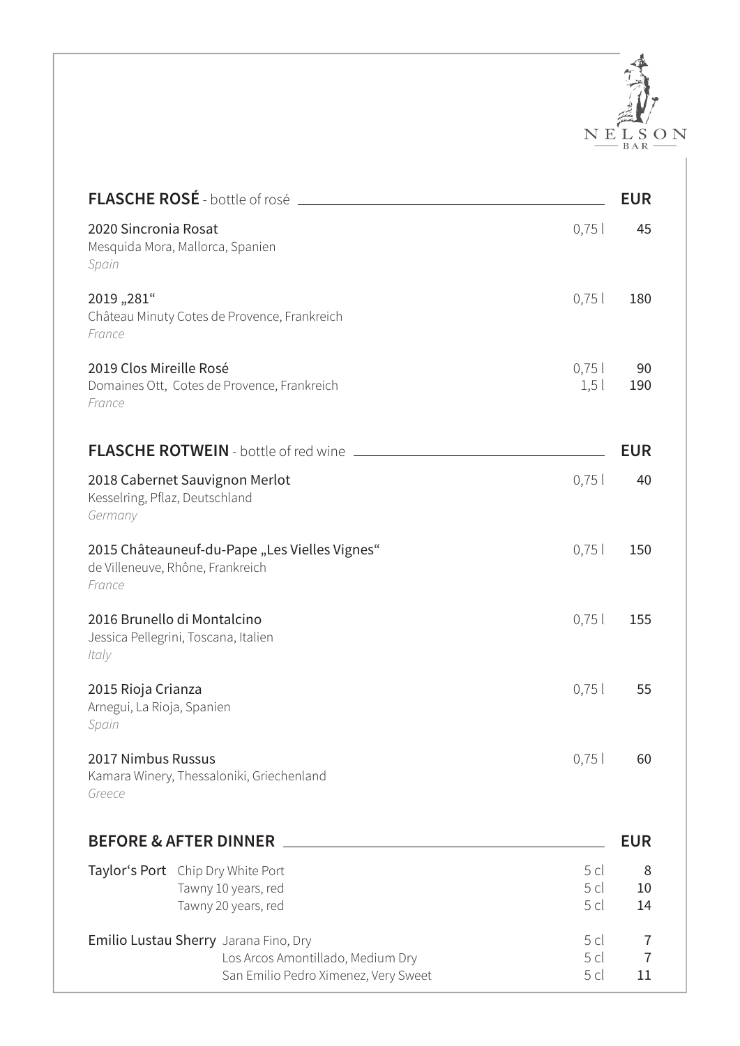NELSON BAR

## FLASCHE ROSÉ - bottle of rosé

| | | EUR |
|---|---|---|
| 2020 Sincronia Rosat<br>Mesquida Mora, Mallorca, Spanien<br>*Spain* | 0,75 l | 45 |
| 2019 „281"<br>Château Minuty Cotes de Provence, Frankreich<br>*France* | 0,75 l | 180 |
| 2019 Clos Mireille Rosé<br>Domaines Ott, Cotes de Provence, Frankreich<br>*France* | 0,75 l<br>1,5 l | 90<br>190 |

## FLASCHE ROTWEIN - bottle of red wine

| | | EUR |
|---|---|---|
| 2018 Cabernet Sauvignon Merlot<br>Kesselring, Pflaz, Deutschland<br>*Germany* | 0,75 l | 40 |
| 2015 Châteauneuf-du-Pape „Les Vielles Vignes"<br>de Villeneuve, Rhône, Frankreich<br>*France* | 0,75 l | 150 |
| 2016 Brunello di Montalcino<br>Jessica Pellegrini, Toscana, Italien<br>*Italy* | 0,75 l | 155 |
| 2015 Rioja Crianza<br>Arnegui, La Rioja, Spanien<br>*Spain* | 0,75 l | 55 |
| 2017 Nimbus Russus<br>Kamara Winery, Thessaloniki, Griechenland<br>*Greece* | 0,75 l | 60 |

## BEFORE & AFTER DINNER

| | | | EUR |
|---|---|---|---|
| Taylor's Port | Chip Dry White Port | 5 cl | 8 |
| | Tawny 10 years, red | 5 cl | 10 |
| | Tawny 20 years, red | 5 cl | 14 |
| Emilio Lustau Sherry | Jarana Fino, Dry | 5 cl | 7 |
| | Los Arcos Amontillado, Medium Dry | 5 cl | 7 |
| | San Emilio Pedro Ximenez, Very Sweet | 5 cl | 11 |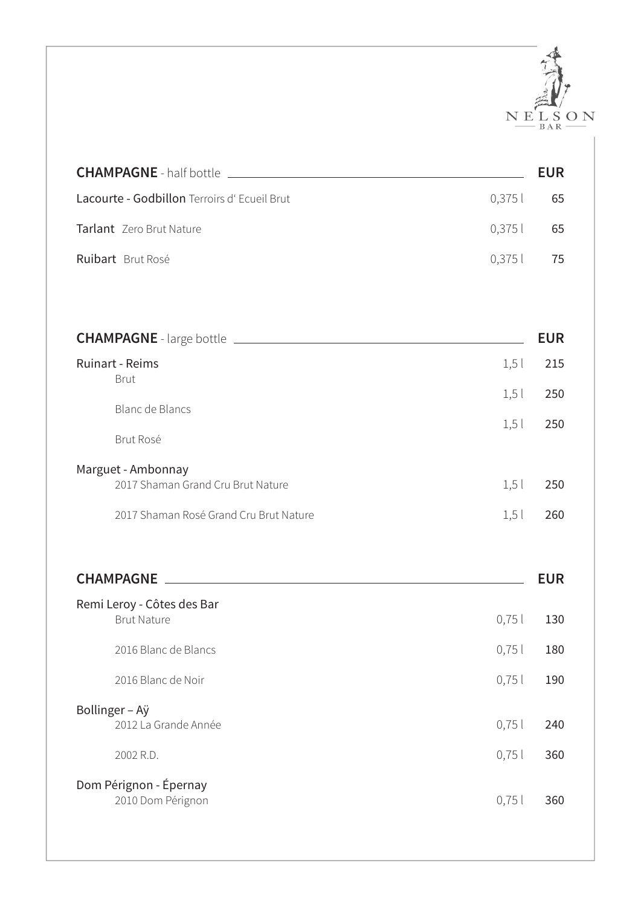NELSON BAR

| **CHAMPAGNE** - half bottle | | **EUR** |
|---|---|---|
| **Lacourte - Godbillon** Terroirs d' Ecueil Brut | 0,375 l | 65 |
| **Tarlant** Zero Brut Nature | 0,375 l | 65 |
| **Ruibart** Brut Rosé | 0,375 l | 75 |

| **CHAMPAGNE** - large bottle | | **EUR** |
|---|---|---|
| Ruinart - Reims | | |
| Brut | 1,5 l | 215 |
| Blanc de Blancs | 1,5 l | 250 |
| Brut Rosé | 1,5 l | 250 |
| Marguet - Ambonnay | | |
| 2017 Shaman Grand Cru Brut Nature | 1,5 l | 250 |
| 2017 Shaman Rosé Grand Cru Brut Nature | 1,5 l | 260 |

| **CHAMPAGNE** | | **EUR** |
|---|---|---|
| Remi Leroy - Côtes des Bar | | |
| Brut Nature | 0,75 l | 130 |
| 2016 Blanc de Blancs | 0,75 l | 180 |
| 2016 Blanc de Noir | 0,75 l | 190 |
| Bollinger – Aÿ | | |
| 2012 La Grande Année | 0,75 l | 240 |
| 2002 R.D. | 0,75 l | 360 |
| Dom Pérignon - Épernay | | |
| 2010 Dom Pérignon | 0,75 l | 360 |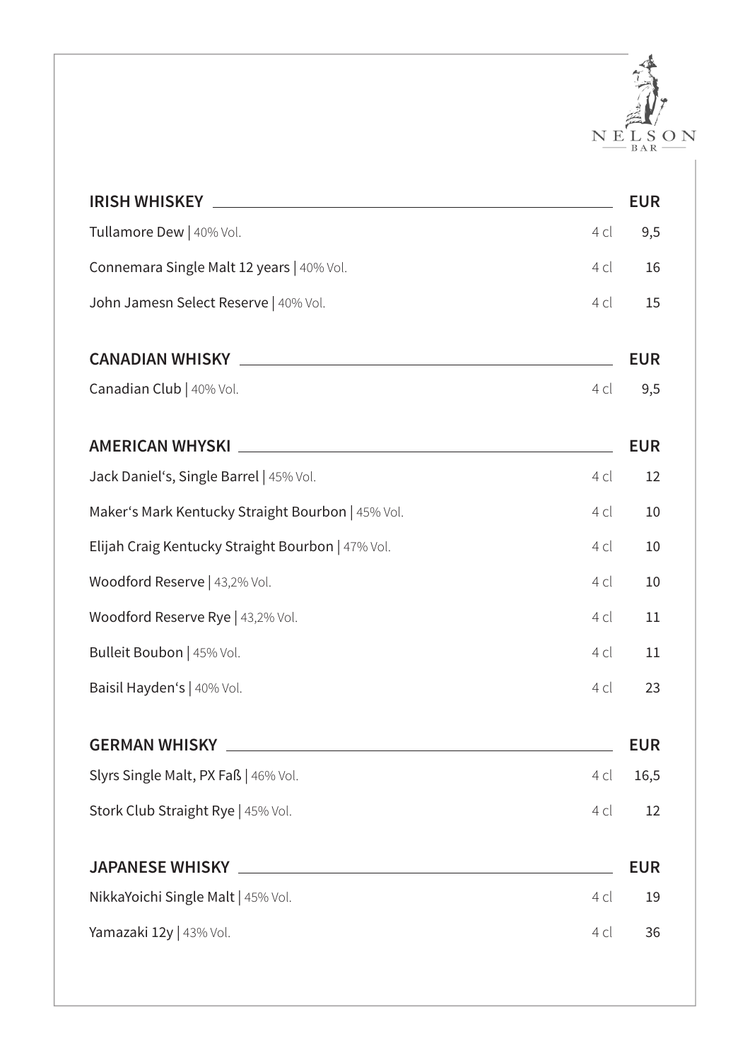NELSON BAR

| IRISH WHISKEY | | EUR |
|---|---|---|
| Tullamore Dew \| 40% Vol. | 4 cl | 9,5 |
| Connemara Single Malt 12 years \| 40% Vol. | 4 cl | 16 |
| John Jamesn Select Reserve \| 40% Vol. | 4 cl | 15 |

| CANADIAN WHISKY | | EUR |
|---|---|---|
| Canadian Club \| 40% Vol. | 4 cl | 9,5 |

| AMERICAN WHYSKI | | EUR |
|---|---|---|
| Jack Daniel's, Single Barrel \| 45% Vol. | 4 cl | 12 |
| Maker's Mark Kentucky Straight Bourbon \| 45% Vol. | 4 cl | 10 |
| Elijah Craig Kentucky Straight Bourbon \| 47% Vol. | 4 cl | 10 |
| Woodford Reserve \| 43,2% Vol. | 4 cl | 10 |
| Woodford Reserve Rye \| 43,2% Vol. | 4 cl | 11 |
| Bulleit Boubon \| 45% Vol. | 4 cl | 11 |
| Baisil Hayden's \| 40% Vol. | 4 cl | 23 |

| GERMAN WHISKY | | EUR |
|---|---|---|
| Slyrs Single Malt, PX Faß \| 46% Vol. | 4 cl | 16,5 |
| Stork Club Straight Rye \| 45% Vol. | 4 cl | 12 |

| JAPANESE WHISKY | | EUR |
|---|---|---|
| NikkaYoichi Single Malt \| 45% Vol. | 4 cl | 19 |
| Yamazaki 12y \| 43% Vol. | 4 cl | 36 |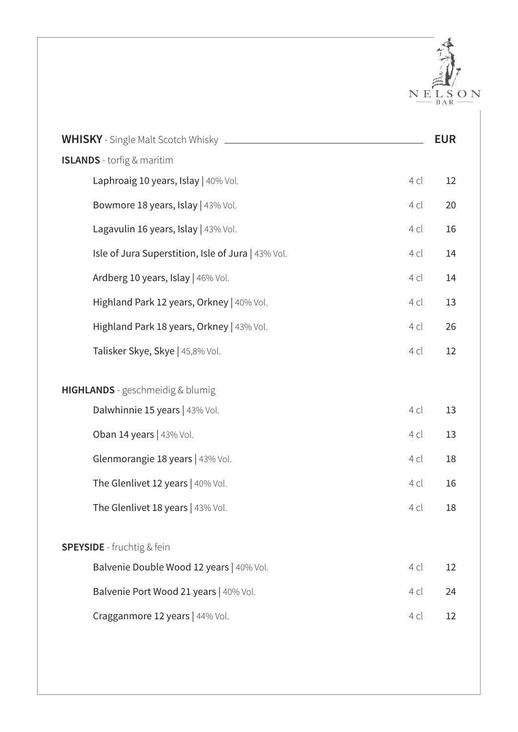## WHISKY - Single Malt Scotch Whisky

| | | EUR |
|---|---|---|
| **ISLANDS** - torfig & maritim | | |
| Laphroaig 10 years, Islay \| 40% Vol. | 4 cl | 12 |
| Bowmore 18 years, Islay \| 43% Vol. | 4 cl | 20 |
| Lagavulin 16 years, Islay \| 43% Vol. | 4 cl | 16 |
| Isle of Jura Superstition, Isle of Jura \| 43% Vol. | 4 cl | 14 |
| Ardberg 10 years, Islay \| 46% Vol. | 4 cl | 14 |
| Highland Park 12 years, Orkney \| 40% Vol. | 4 cl | 13 |
| Highland Park 18 years, Orkney \| 43% Vol. | 4 cl | 26 |
| Talisker Skye, Skye \| 45,8% Vol. | 4 cl | 12 |
| **HIGHLANDS** - geschmeidig & blumig | | |
| Dalwhinnie 15 years \| 43% Vol. | 4 cl | 13 |
| Oban 14 years \| 43% Vol. | 4 cl | 13 |
| Glenmorangie 18 years \| 43% Vol. | 4 cl | 18 |
| The Glenlivet 12 years \| 40% Vol. | 4 cl | 16 |
| The Glenlivet 18 years \| 43% Vol. | 4 cl | 18 |
| **SPEYSIDE** - fruchtig & fein | | |
| Balvenie Double Wood 12 years \| 40% Vol. | 4 cl | 12 |
| Balvenie Port Wood 21 years \| 40% Vol. | 4 cl | 24 |
| Cragganmore 12 years \| 44% Vol. | 4 cl | 12 |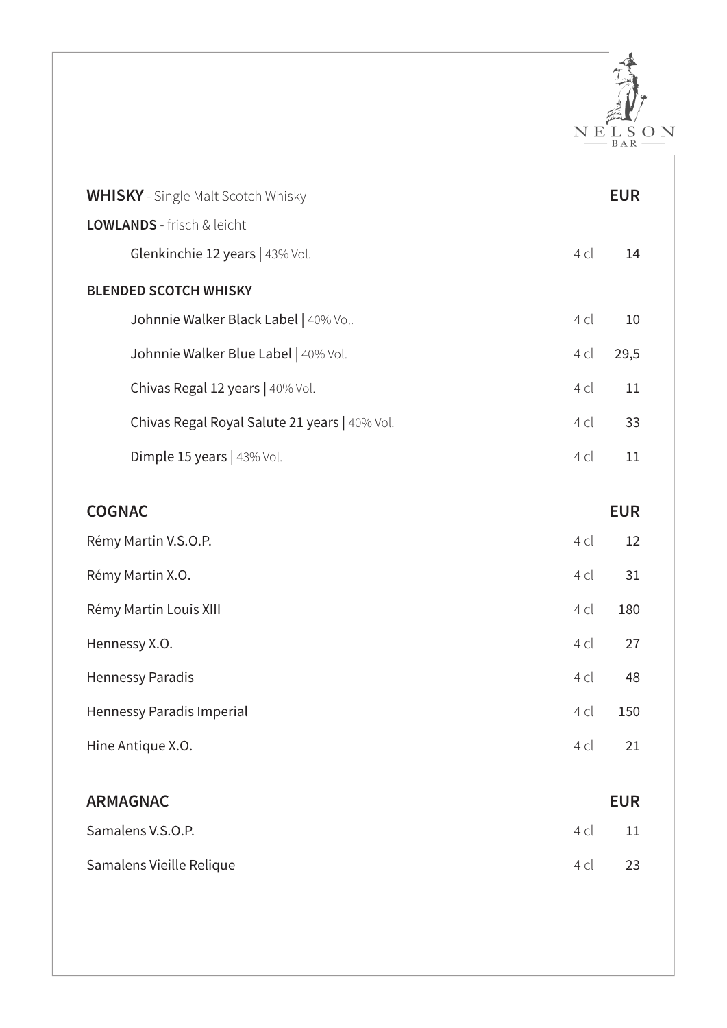NELSON BAR

| **WHISKY** - Single Malt Scotch Whisky | | **EUR** |
|---|---|---|
| **LOWLANDS** - frisch & leicht | | |
| Glenkinchie 12 years \| 43% Vol. | 4 cl | 14 |
| **BLENDED SCOTCH WHISKY** | | |
| Johnnie Walker Black Label \| 40% Vol. | 4 cl | 10 |
| Johnnie Walker Blue Label \| 40% Vol. | 4 cl | 29,5 |
| Chivas Regal 12 years \| 40% Vol. | 4 cl | 11 |
| Chivas Regal Royal Salute 21 years \| 40% Vol. | 4 cl | 33 |
| Dimple 15 years \| 43% Vol. | 4 cl | 11 |

| **COGNAC** | | **EUR** |
|---|---|---|
| Rémy Martin V.S.O.P. | 4 cl | 12 |
| Rémy Martin X.O. | 4 cl | 31 |
| Rémy Martin Louis XIII | 4 cl | 180 |
| Hennessy X.O. | 4 cl | 27 |
| Hennessy Paradis | 4 cl | 48 |
| Hennessy Paradis Imperial | 4 cl | 150 |
| Hine Antique X.O. | 4 cl | 21 |

| **ARMAGNAC** | | **EUR** |
|---|---|---|
| Samalens V.S.O.P. | 4 cl | 11 |
| Samalens Vieille Relique | 4 cl | 23 |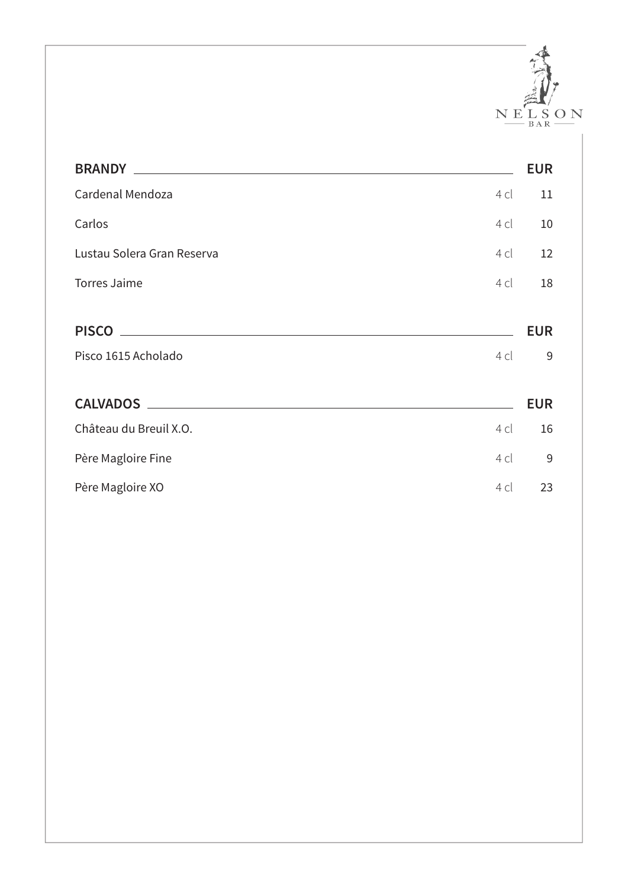NELSON BAR

| BRANDY | | EUR |
| --- | --- | --- |
| Cardenal Mendoza | 4 cl | 11 |
| Carlos | 4 cl | 10 |
| Lustau Solera Gran Reserva | 4 cl | 12 |
| Torres Jaime | 4 cl | 18 |

| PISCO | | EUR |
| --- | --- | --- |
| Pisco 1615 Acholado | 4 cl | 9 |

| CALVADOS | | EUR |
| --- | --- | --- |
| Château du Breuil X.O. | 4 cl | 16 |
| Père Magloire Fine | 4 cl | 9 |
| Père Magloire XO | 4 cl | 23 |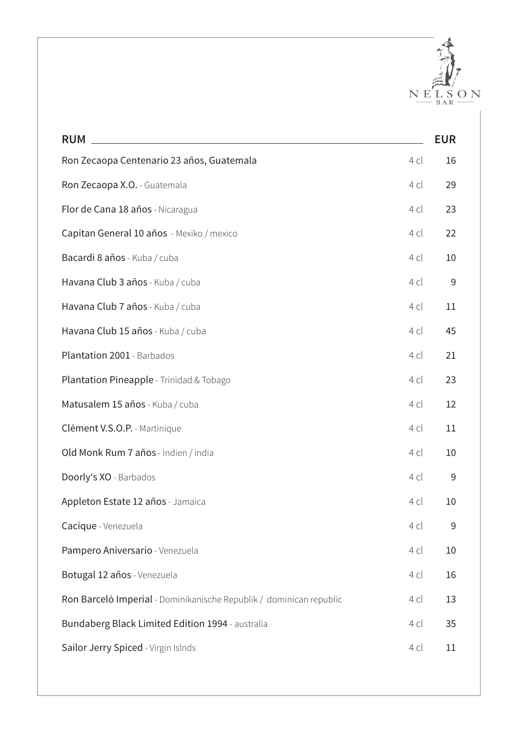NELSON BAR

| RUM | | EUR |
|---|---|---|
| Ron Zecaopa Centenario 23 años, Guatemala | 4 cl | 16 |
| Ron Zecaopa X.O. - Guatemala | 4 cl | 29 |
| Flor de Cana 18 años - Nicaragua | 4 cl | 23 |
| Capitan General 10 años - Mexiko / mexico | 4 cl | 22 |
| Bacardi 8 años - Kuba / cuba | 4 cl | 10 |
| Havana Club 3 años - Kuba / cuba | 4 cl | 9 |
| Havana Club 7 años - Kuba / cuba | 4 cl | 11 |
| Havana Club 15 años - Kuba / cuba | 4 cl | 45 |
| Plantation 2001 - Barbados | 4 cl | 21 |
| Plantation Pineapple - Trinidad & Tobago | 4 cl | 23 |
| Matusalem 15 años - Kuba / cuba | 4 cl | 12 |
| Clément V.S.O.P. - Martinique | 4 cl | 11 |
| Old Monk Rum 7 años - Indien / india | 4 cl | 10 |
| Doorly's XO - Barbados | 4 cl | 9 |
| Appleton Estate 12 años - Jamaica | 4 cl | 10 |
| Cacique - Venezuela | 4 cl | 9 |
| Pampero Aniversario - Venezuela | 4 cl | 10 |
| Botugal 12 años - Venezuela | 4 cl | 16 |
| Ron Barceló Imperial - Dominikanische Republik / dominican republic | 4 cl | 13 |
| Bundaberg Black Limited Edition 1994 - australia | 4 cl | 35 |
| Sailor Jerry Spiced - Virgin Islnds | 4 cl | 11 |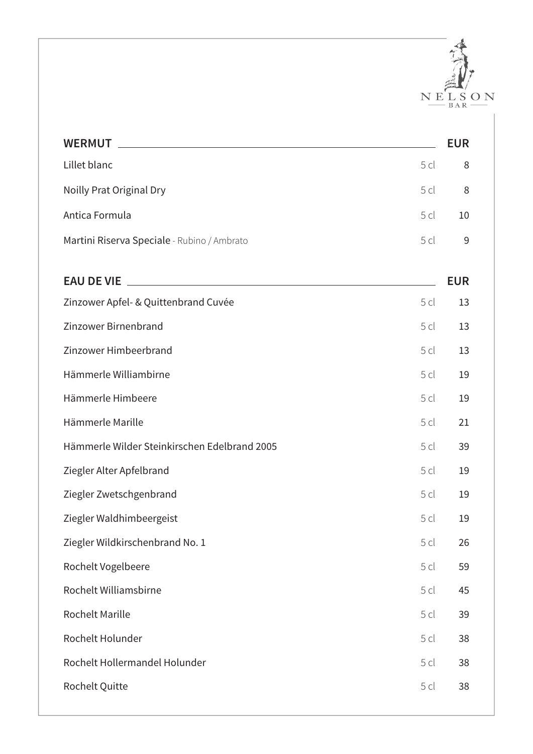NELSON BAR

| WERMUT | | EUR |
|---|---|---|
| Lillet blanc | 5 cl | 8 |
| Noilly Prat Original Dry | 5 cl | 8 |
| Antica Formula | 5 cl | 10 |
| Martini Riserva Speciale - Rubino / Ambrato | 5 cl | 9 |

| EAU DE VIE | | EUR |
|---|---|---|
| Zinzower Apfel- & Quittenbrand Cuvée | 5 cl | 13 |
| Zinzower Birnenbrand | 5 cl | 13 |
| Zinzower Himbeerbrand | 5 cl | 13 |
| Hämmerle Williambirne | 5 cl | 19 |
| Hämmerle Himbeere | 5 cl | 19 |
| Hämmerle Marille | 5 cl | 21 |
| Hämmerle Wilder Steinkirschen Edelbrand 2005 | 5 cl | 39 |
| Ziegler Alter Apfelbrand | 5 cl | 19 |
| Ziegler Zwetschgenbrand | 5 cl | 19 |
| Ziegler Waldhimbeergeist | 5 cl | 19 |
| Ziegler Wildkirschenbrand No. 1 | 5 cl | 26 |
| Rochelt Vogelbeere | 5 cl | 59 |
| Rochelt Williamsbirne | 5 cl | 45 |
| Rochelt Marille | 5 cl | 39 |
| Rochelt Holunder | 5 cl | 38 |
| Rochelt Hollermandel Holunder | 5 cl | 38 |
| Rochelt Quitte | 5 cl | 38 |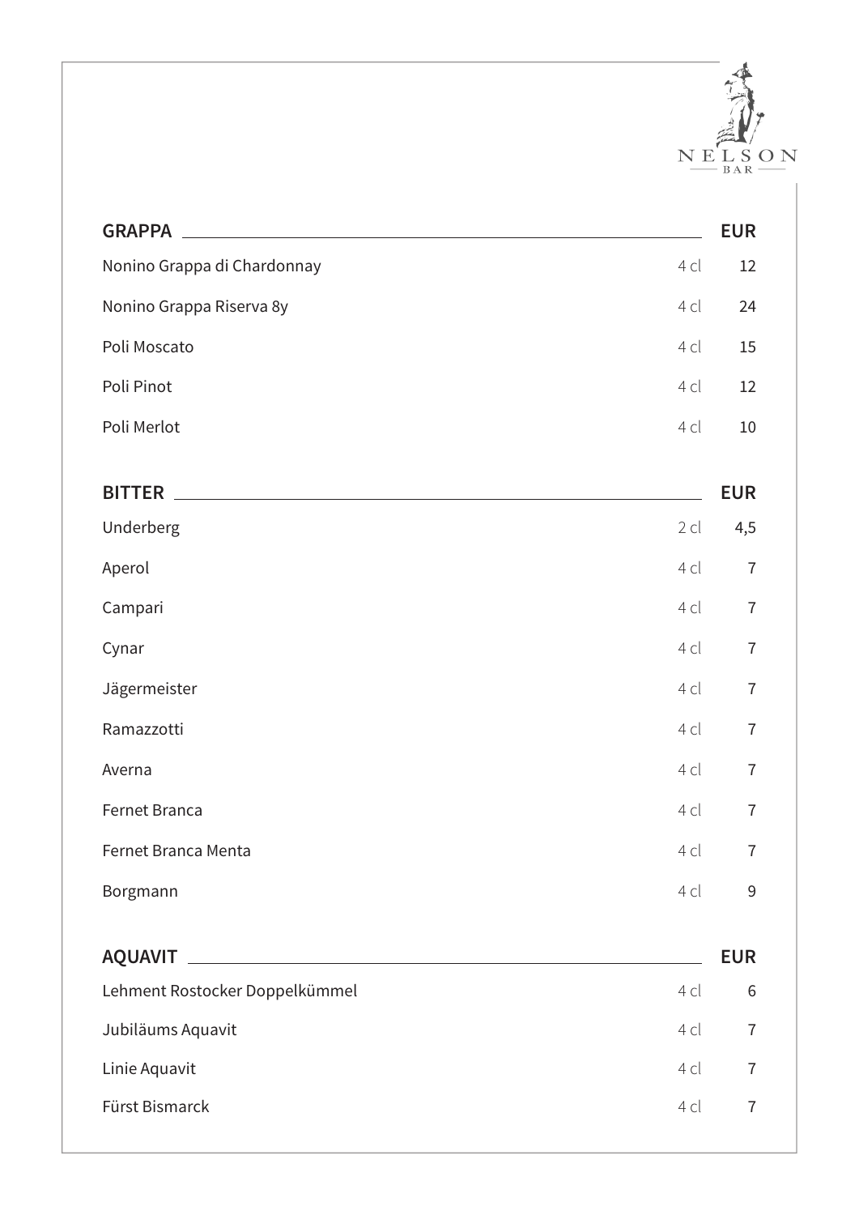NELSON BAR

| GRAPPA | | EUR |
|---|---|---|
| Nonino Grappa di Chardonnay | 4 cl | 12 |
| Nonino Grappa Riserva 8y | 4 cl | 24 |
| Poli Moscato | 4 cl | 15 |
| Poli Pinot | 4 cl | 12 |
| Poli Merlot | 4 cl | 10 |

| BITTER | | EUR |
|---|---|---|
| Underberg | 2 cl | 4,5 |
| Aperol | 4 cl | 7 |
| Campari | 4 cl | 7 |
| Cynar | 4 cl | 7 |
| Jägermeister | 4 cl | 7 |
| Ramazzotti | 4 cl | 7 |
| Averna | 4 cl | 7 |
| Fernet Branca | 4 cl | 7 |
| Fernet Branca Menta | 4 cl | 7 |
| Borgmann | 4 cl | 9 |

| AQUAVIT | | EUR |
|---|---|---|
| Lehment Rostocker Doppelkümmel | 4 cl | 6 |
| Jubiläums Aquavit | 4 cl | 7 |
| Linie Aquavit | 4 cl | 7 |
| Fürst Bismarck | 4 cl | 7 |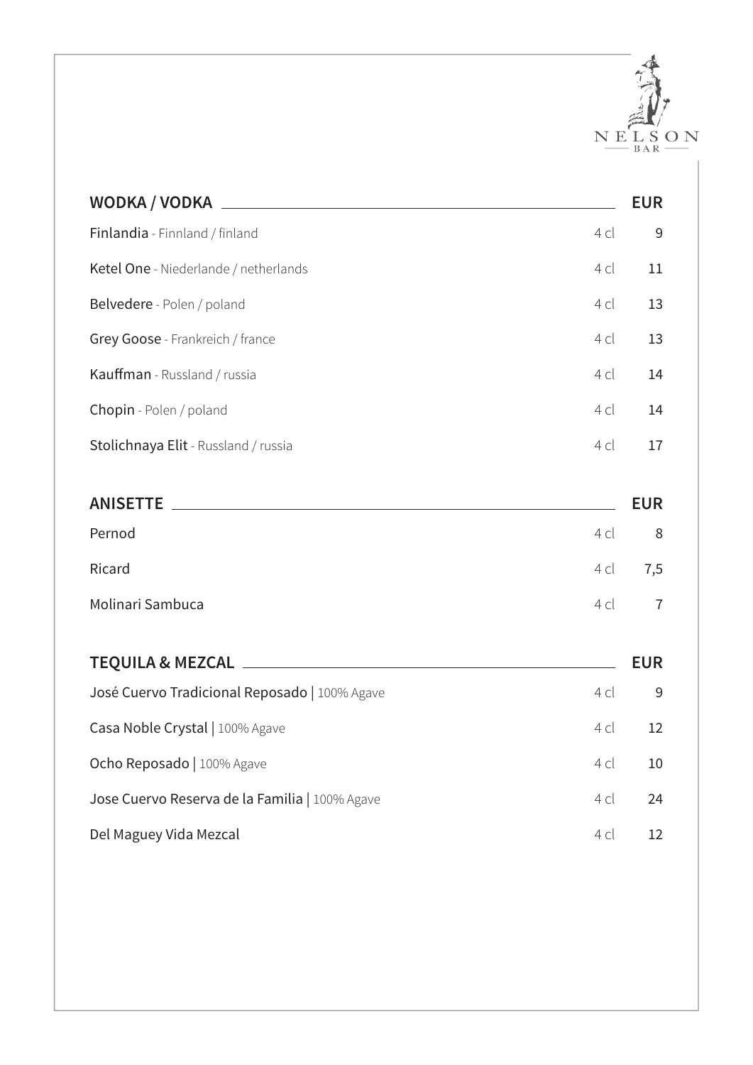NELSON BAR

| WODKA / VODKA | | EUR |
|---|---|---|
| **Finlandia** - Finnland / finland | 4 cl | 9 |
| **Ketel One** - Niederlande / netherlands | 4 cl | 11 |
| **Belvedere** - Polen / poland | 4 cl | 13 |
| **Grey Goose** - Frankreich / france | 4 cl | 13 |
| **Kauffman** - Russland / russia | 4 cl | 14 |
| **Chopin** - Polen / poland | 4 cl | 14 |
| **Stolichnaya Elit** - Russland / russia | 4 cl | 17 |

| ANISETTE | | EUR |
|---|---|---|
| Pernod | 4 cl | 8 |
| Ricard | 4 cl | 7,5 |
| Molinari Sambuca | 4 cl | 7 |

| TEQUILA & MEZCAL | | EUR |
|---|---|---|
| José Cuervo Tradicional Reposado \| 100% Agave | 4 cl | 9 |
| Casa Noble Crystal \| 100% Agave | 4 cl | 12 |
| Ocho Reposado \| 100% Agave | 4 cl | 10 |
| Jose Cuervo Reserva de la Familia \| 100% Agave | 4 cl | 24 |
| Del Maguey Vida Mezcal | 4 cl | 12 |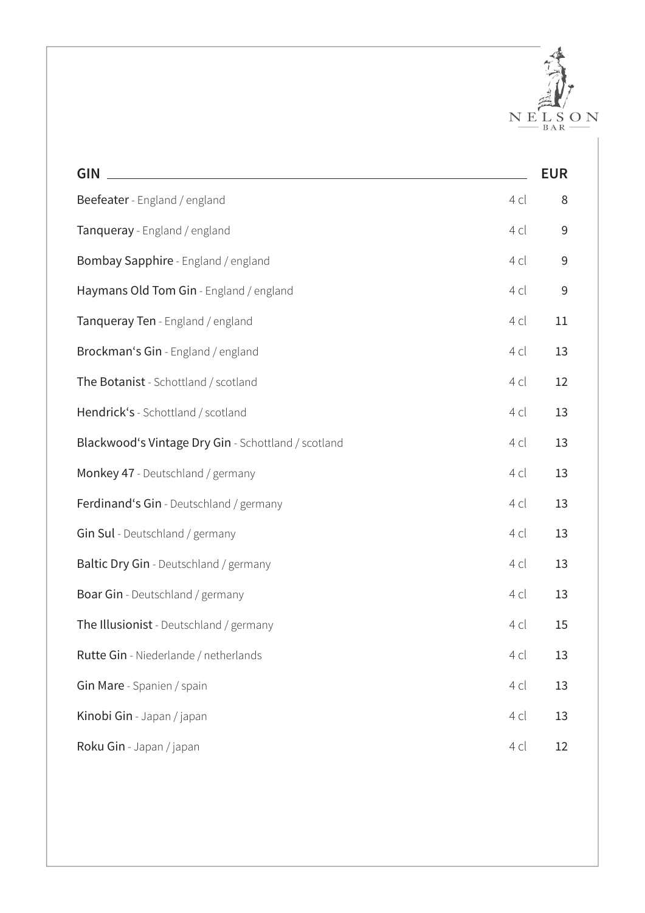| GIN | | EUR |
|---|---|---|
| **Beefeater** - England / england | 4 cl | 8 |
| **Tanqueray** - England / england | 4 cl | 9 |
| **Bombay Sapphire** - England / england | 4 cl | 9 |
| **Haymans Old Tom Gin** - England / england | 4 cl | 9 |
| **Tanqueray Ten** - England / england | 4 cl | 11 |
| **Brockman‘s Gin** - England / england | 4 cl | 13 |
| **The Botanist** - Schottland / scotland | 4 cl | 12 |
| **Hendrick‘s** - Schottland / scotland | 4 cl | 13 |
| **Blackwood‘s Vintage Dry Gin** - Schottland / scotland | 4 cl | 13 |
| **Monkey 47** - Deutschland / germany | 4 cl | 13 |
| **Ferdinand‘s Gin** - Deutschland / germany | 4 cl | 13 |
| **Gin Sul** - Deutschland / germany | 4 cl | 13 |
| **Baltic Dry Gin** - Deutschland / germany | 4 cl | 13 |
| **Boar Gin** - Deutschland / germany | 4 cl | 13 |
| **The Illusionist** - Deutschland / germany | 4 cl | 15 |
| **Rutte Gin** - Niederlande / netherlands | 4 cl | 13 |
| **Gin Mare** - Spanien / spain | 4 cl | 13 |
| **Kinobi Gin** - Japan / japan | 4 cl | 13 |
| **Roku Gin** - Japan / japan | 4 cl | 12 |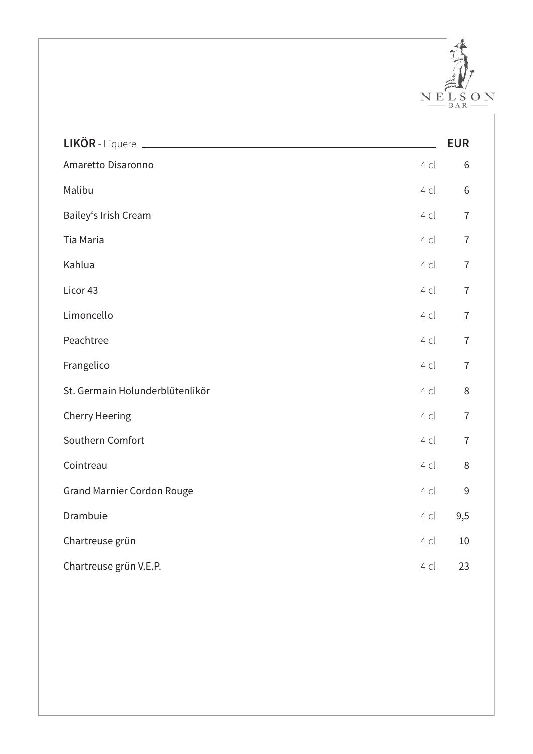| **LIKÖR** - Liquere | | **EUR** |
|---|---|---|
| Amaretto Disaronno | 4 cl | 6 |
| Malibu | 4 cl | 6 |
| Bailey's Irish Cream | 4 cl | 7 |
| Tia Maria | 4 cl | 7 |
| Kahlua | 4 cl | 7 |
| Licor 43 | 4 cl | 7 |
| Limoncello | 4 cl | 7 |
| Peachtree | 4 cl | 7 |
| Frangelico | 4 cl | 7 |
| St. Germain Holunderblütenlikör | 4 cl | 8 |
| Cherry Heering | 4 cl | 7 |
| Southern Comfort | 4 cl | 7 |
| Cointreau | 4 cl | 8 |
| Grand Marnier Cordon Rouge | 4 cl | 9 |
| Drambuie | 4 cl | 9,5 |
| Chartreuse grün | 4 cl | 10 |
| Chartreuse grün V.E.P. | 4 cl | 23 |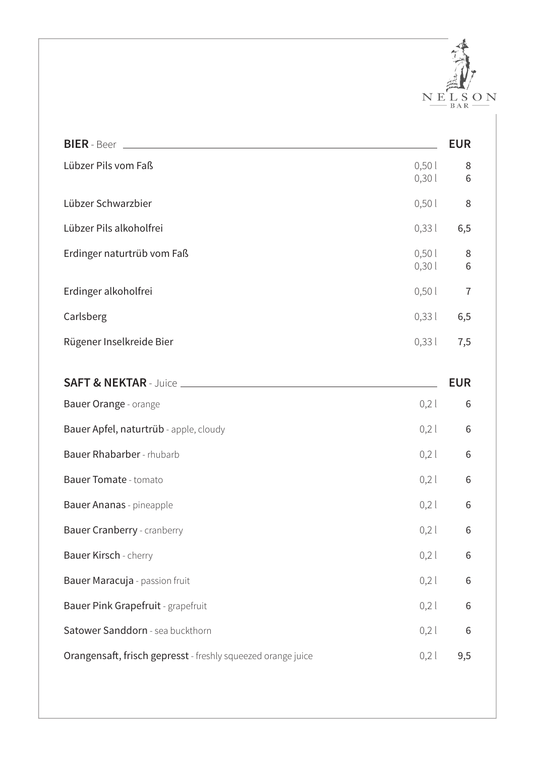NELSON BAR

| **BIER** - Beer | | **EUR** |
|---|---|---|
| Lübzer Pils vom Faß | 0,50 l | 8 |
| | 0,30 l | 6 |
| Lübzer Schwarzbier | 0,50 l | 8 |
| Lübzer Pils alkoholfrei | 0,33 l | 6,5 |
| Erdinger naturtrüb vom Faß | 0,50 l | 8 |
| | 0,30 l | 6 |
| Erdinger alkoholfrei | 0,50 l | 7 |
| Carlsberg | 0,33 l | 6,5 |
| Rügener Inselkreide Bier | 0,33 l | 7,5 |

| **SAFT & NEKTAR** - Juice | | **EUR** |
|---|---|---|
| Bauer Orange - orange | 0,2 l | 6 |
| Bauer Apfel, naturtrüb - apple, cloudy | 0,2 l | 6 |
| Bauer Rhabarber - rhubarb | 0,2 l | 6 |
| Bauer Tomate - tomato | 0,2 l | 6 |
| Bauer Ananas - pineapple | 0,2 l | 6 |
| Bauer Cranberry - cranberry | 0,2 l | 6 |
| Bauer Kirsch - cherry | 0,2 l | 6 |
| Bauer Maracuja - passion fruit | 0,2 l | 6 |
| Bauer Pink Grapefruit - grapefruit | 0,2 l | 6 |
| Satower Sanddorn - sea buckthorn | 0,2 l | 6 |
| Orangensaft, frisch gepresst - freshly squeezed orange juice | 0,2 l | 9,5 |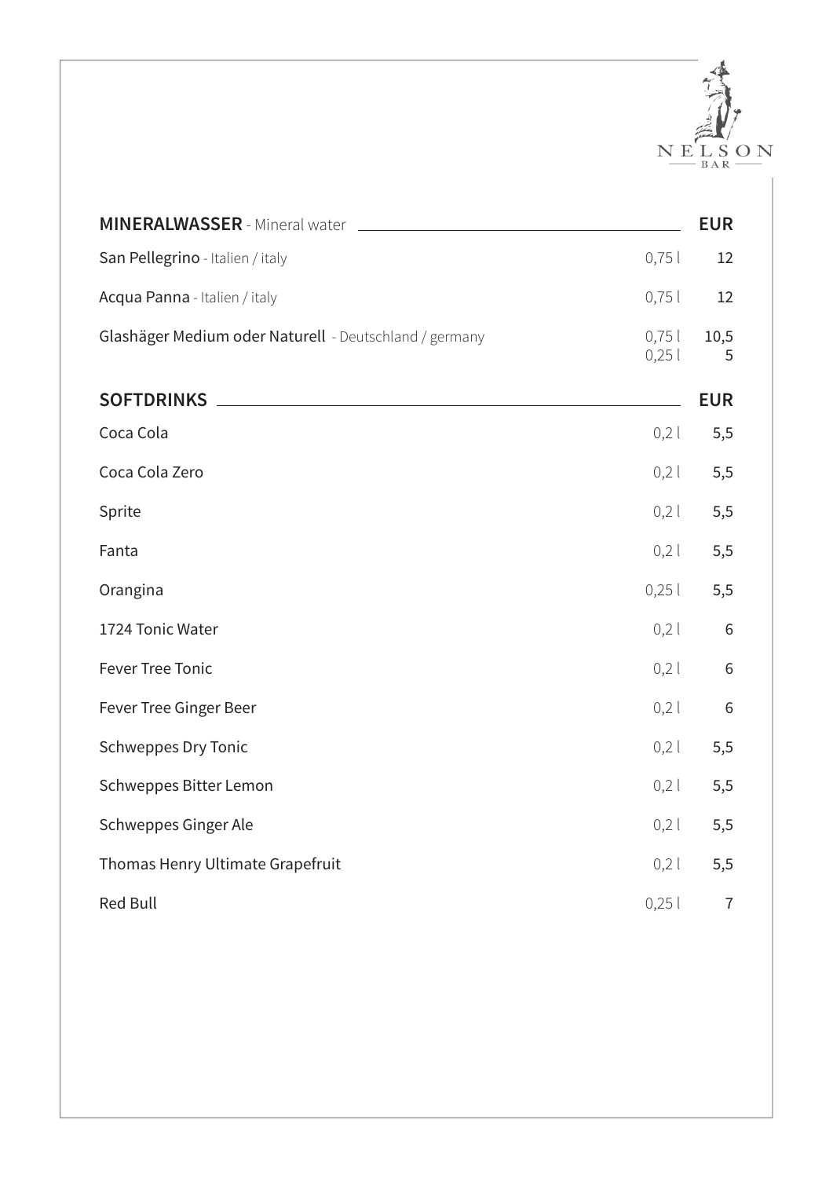NELSON BAR

| **MINERALWASSER** - Mineral water | | **EUR** |
|---|---|---|
| San Pellegrino - Italien / italy | 0,75 l | 12 |
| Acqua Panna - Italien / italy | 0,75 l | 12 |
| Glashäger Medium oder Naturell - Deutschland / germany | 0,75 l | 10,5 |
| | 0,25 l | 5 |

| **SOFTDRINKS** | | **EUR** |
|---|---|---|
| Coca Cola | 0,2 l | 5,5 |
| Coca Cola Zero | 0,2 l | 5,5 |
| Sprite | 0,2 l | 5,5 |
| Fanta | 0,2 l | 5,5 |
| Orangina | 0,25 l | 5,5 |
| 1724 Tonic Water | 0,2 l | 6 |
| Fever Tree Tonic | 0,2 l | 6 |
| Fever Tree Ginger Beer | 0,2 l | 6 |
| Schweppes Dry Tonic | 0,2 l | 5,5 |
| Schweppes Bitter Lemon | 0,2 l | 5,5 |
| Schweppes Ginger Ale | 0,2 l | 5,5 |
| Thomas Henry Ultimate Grapefruit | 0,2 l | 5,5 |
| Red Bull | 0,25 l | 7 |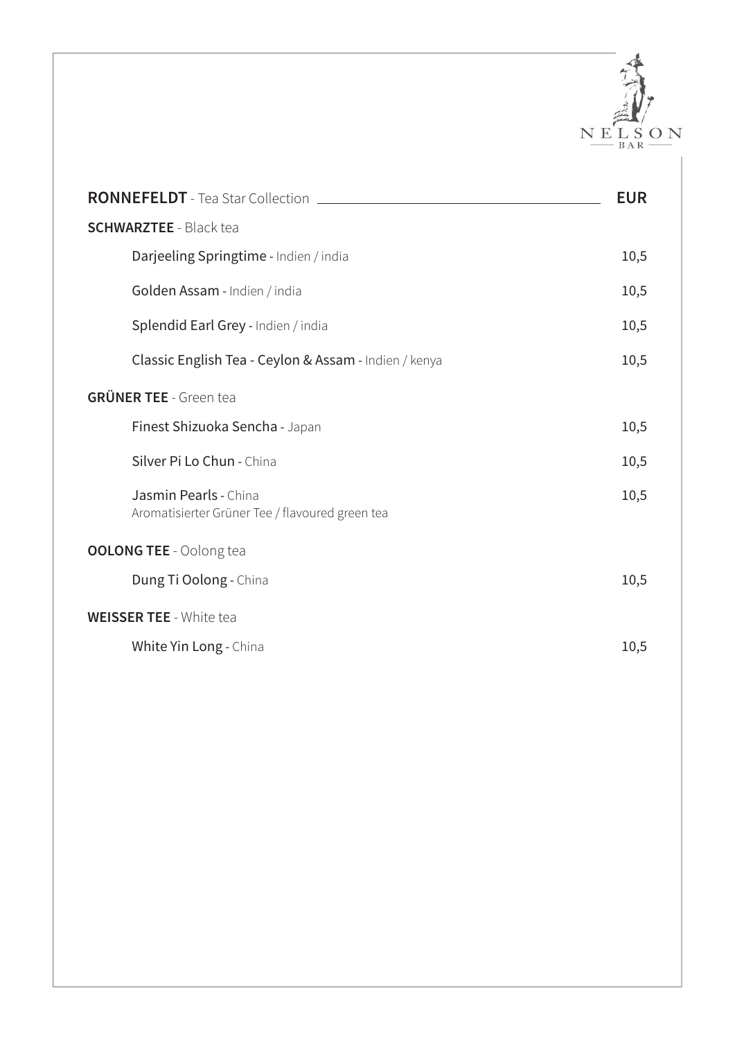NELSON BAR

| **RONNEFELDT** - Tea Star Collection | **EUR** |
|---|---|
| **SCHWARZTEE** - Black tea | |
| Darjeeling Springtime - Indien / india | 10,5 |
| Golden Assam - Indien / india | 10,5 |
| Splendid Earl Grey - Indien / india | 10,5 |
| Classic English Tea - Ceylon & Assam - Indien / kenya | 10,5 |
| **GRÜNER TEE** - Green tea | |
| Finest Shizuoka Sencha - Japan | 10,5 |
| Silver Pi Lo Chun - China | 10,5 |
| Jasmin Pearls - China<br>Aromatisierter Grüner Tee / flavoured green tea | 10,5 |
| **OOLONG TEE** - Oolong tea | |
| Dung Ti Oolong - China | 10,5 |
| **WEISSER TEE** - White tea | |
| White Yin Long - China | 10,5 |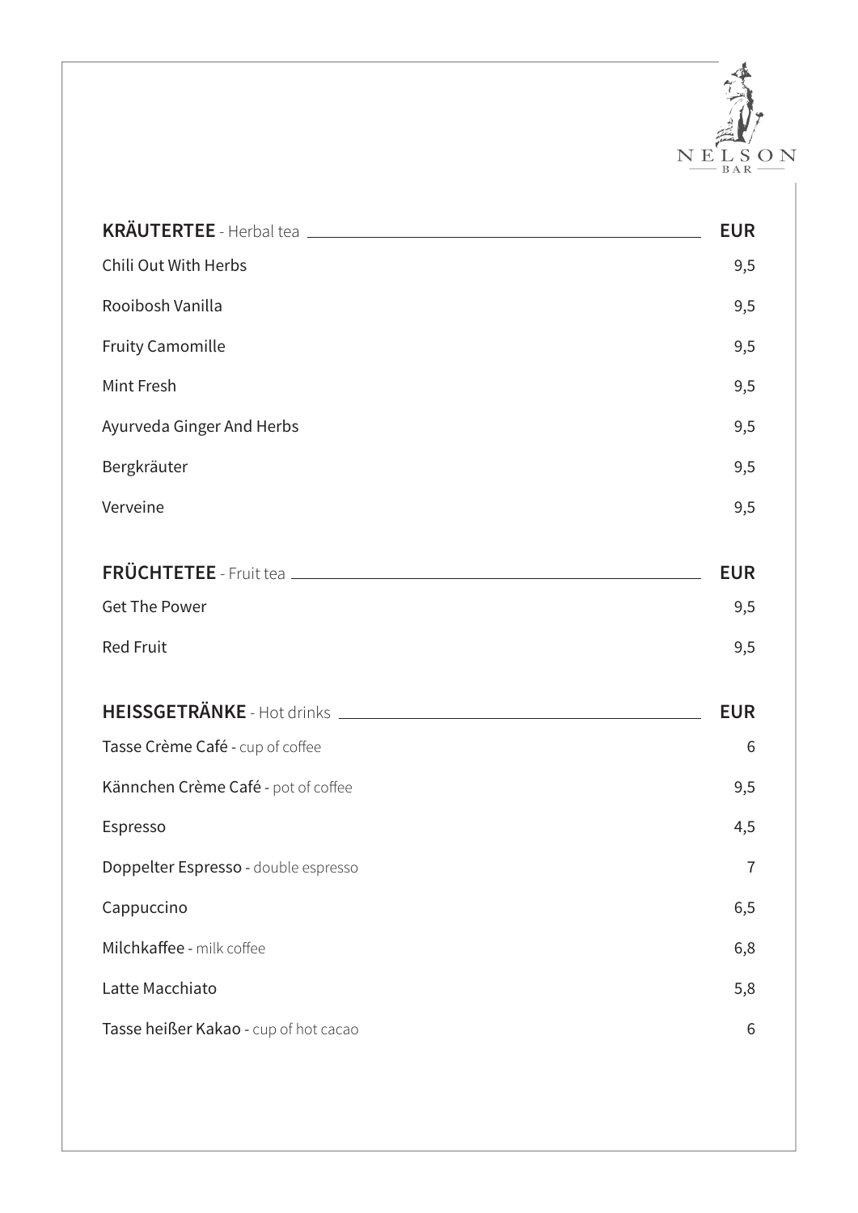NELSON BAR

| KRÄUTERTEE - Herbal tea | EUR |
| --- | --- |
| Chili Out With Herbs | 9,5 |
| Rooibosh Vanilla | 9,5 |
| Fruity Camomille | 9,5 |
| Mint Fresh | 9,5 |
| Ayurveda Ginger And Herbs | 9,5 |
| Bergkräuter | 9,5 |
| Verveine | 9,5 |

| FRÜCHTETEE - Fruit tea | EUR |
| --- | --- |
| Get The Power | 9,5 |
| Red Fruit | 9,5 |

| HEISSGETRÄNKE - Hot drinks | EUR |
| --- | --- |
| Tasse Crème Café - cup of coffee | 6 |
| Kännchen Crème Café - pot of coffee | 9,5 |
| Espresso | 4,5 |
| Doppelter Espresso - double espresso | 7 |
| Cappuccino | 6,5 |
| Milchkaffee - milk coffee | 6,8 |
| Latte Macchiato | 5,8 |
| Tasse heißer Kakao - cup of hot cacao | 6 |